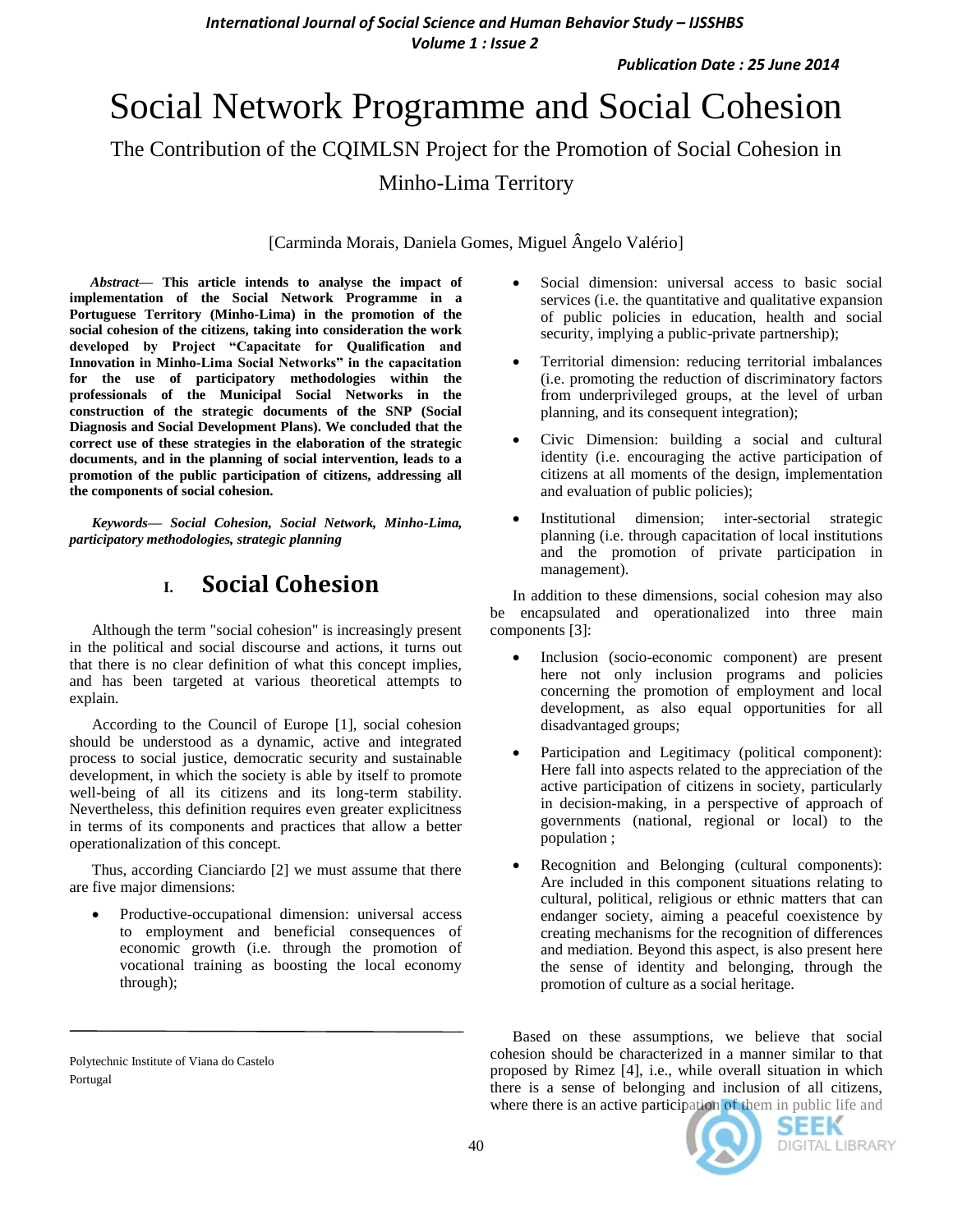# Social Network Programme and Social Cohesion

## The Contribution of the CQIMLSN Project for the Promotion of Social Cohesion in Minho-Lima Territory

[Carminda Morais, Daniela Gomes, Miguel Ângelo Valério]

Polytechnic Institute of Viana do Castelo
Portugal

***Abstract*— This article intends to analyse the impact of implementation of the Social Network Programme in a Portuguese Territory (Minho-Lima) in the promotion of the social cohesion of the citizens, taking into consideration the work developed by Project "Capacitate for Qualification and Innovation in Minho-Lima Social Networks" in the capacitation for the use of participatory methodologies within the professionals of the Municipal Social Networks in the construction of the strategic documents of the SNP (Social Diagnosis and Social Development Plans). We concluded that the correct use of these strategies in the elaboration of the strategic documents, and in the planning of social intervention, leads to a promotion of the public participation of citizens, addressing all the components of social cohesion.**

***Keywords*— *Social Cohesion, Social Network, Minho-Lima, participatory methodologies, strategic planning***

## I. Social Cohesion

Although the term "social cohesion" is increasingly present in the political and social discourse and actions, it turns out that there is no clear definition of what this concept implies, and has been targeted at various theoretical attempts to explain.

According to the Council of Europe [1], social cohesion should be understood as a dynamic, active and integrated process to social justice, democratic security and sustainable development, in which the society is able by itself to promote well-being of all its citizens and its long-term stability. Nevertheless, this definition requires even greater explicitness in terms of its components and practices that allow a better operationalization of this concept.

Thus, according Cianciardo [2] we must assume that there are five major dimensions:

- Productive-occupational dimension: universal access to employment and beneficial consequences of economic growth (i.e. through the promotion of vocational training as boosting the local economy through);
- Social dimension: universal access to basic social services (i.e. the quantitative and qualitative expansion of public policies in education, health and social security, implying a public-private partnership);
- Territorial dimension: reducing territorial imbalances (i.e. promoting the reduction of discriminatory factors from underprivileged groups, at the level of urban planning, and its consequent integration);
- Civic Dimension: building a social and cultural identity (i.e. encouraging the active participation of citizens at all moments of the design, implementation and evaluation of public policies);
- Institutional dimension; inter-sectorial strategic planning (i.e. through capacitation of local institutions and the promotion of private participation in management).

In addition to these dimensions, social cohesion may also be encapsulated and operationalized into three main components [3]:

- Inclusion (socio-economic component) are present here not only inclusion programs and policies concerning the promotion of employment and local development, as also equal opportunities for all disadvantaged groups;
- Participation and Legitimacy (political component): Here fall into aspects related to the appreciation of the active participation of citizens in society, particularly in decision-making, in a perspective of approach of governments (national, regional or local) to the population ;
- Recognition and Belonging (cultural components): Are included in this component situations relating to cultural, political, religious or ethnic matters that can endanger society, aiming a peaceful coexistence by creating mechanisms for the recognition of differences and mediation. Beyond this aspect, is also present here the sense of identity and belonging, through the promotion of culture as a social heritage.

Based on these assumptions, we believe that social cohesion should be characterized in a manner similar to that proposed by Rimez [4], i.e., while overall situation in which there is a sense of belonging and inclusion of all citizens, where there is an active participation of them in public life and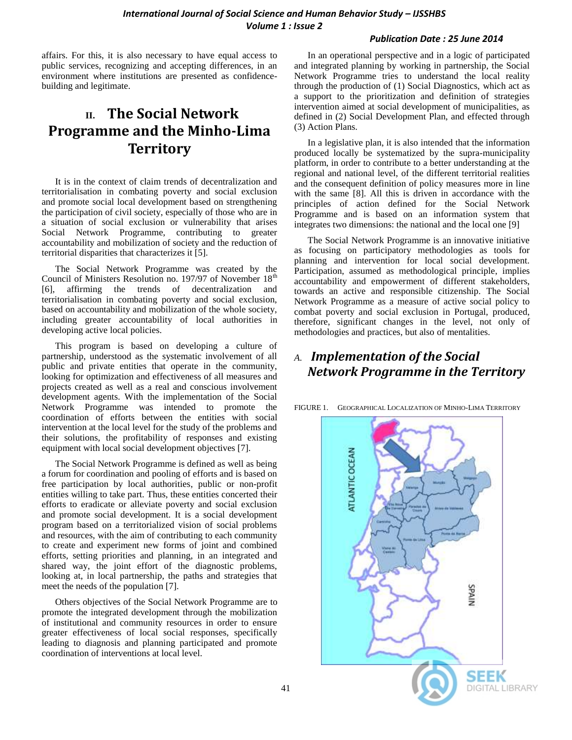affairs. For this, it is also necessary to have equal access to public services, recognizing and accepting differences, in an environment where institutions are presented as confidence-building and legitimate.

# II. The Social Network Programme and the Minho-Lima Territory

It is in the context of claim trends of decentralization and territorialisation in combating poverty and social exclusion and promote social local development based on strengthening the participation of civil society, especially of those who are in a situation of social exclusion or vulnerability that arises Social Network Programme, contributing to greater accountability and mobilization of society and the reduction of territorial disparities that characterizes it [5].

The Social Network Programme was created by the Council of Ministers Resolution no. 197/97 of November 18th [6], affirming the trends of decentralization and territorialisation in combating poverty and social exclusion, based on accountability and mobilization of the whole society, including greater accountability of local authorities in developing active local policies.

This program is based on developing a culture of partnership, understood as the systematic involvement of all public and private entities that operate in the community, looking for optimization and effectiveness of all measures and projects created as well as a real and conscious involvement development agents. With the implementation of the Social Network Programme was intended to promote the coordination of efforts between the entities with social intervention at the local level for the study of the problems and their solutions, the profitability of responses and existing equipment with local social development objectives [7].

The Social Network Programme is defined as well as being a forum for coordination and pooling of efforts and is based on free participation by local authorities, public or non-profit entities willing to take part. Thus, these entities concerted their efforts to eradicate or alleviate poverty and social exclusion and promote social development. It is a social development program based on a territorialized vision of social problems and resources, with the aim of contributing to each community to create and experiment new forms of joint and combined efforts, setting priorities and planning, in an integrated and shared way, the joint effort of the diagnostic problems, looking at, in local partnership, the paths and strategies that meet the needs of the population [7].

Others objectives of the Social Network Programme are to promote the integrated development through the mobilization of institutional and community resources in order to ensure greater effectiveness of local social responses, specifically leading to diagnosis and planning participated and promote coordination of interventions at local level.

In an operational perspective and in a logic of participated and integrated planning by working in partnership, the Social Network Programme tries to understand the local reality through the production of (1) Social Diagnostics, which act as a support to the prioritization and definition of strategies intervention aimed at social development of municipalities, as defined in (2) Social Development Plan, and effected through (3) Action Plans.

In a legislative plan, it is also intended that the information produced locally be systematized by the supra-municipality platform, in order to contribute to a better understanding at the regional and national level, of the different territorial realities and the consequent definition of policy measures more in line with the same [8]. All this is driven in accordance with the principles of action defined for the Social Network Programme and is based on an information system that integrates two dimensions: the national and the local one [9]

The Social Network Programme is an innovative initiative as focusing on participatory methodologies as tools for planning and intervention for local social development. Participation, assumed as methodological principle, implies accountability and empowerment of different stakeholders, towards an active and responsible citizenship. The Social Network Programme as a measure of active social policy to combat poverty and social exclusion in Portugal, produced, therefore, significant changes in the level, not only of methodologies and practices, but also of mentalities.

## *A. Implementation of the Social Network Programme in the Territory*

FIGURE 1. GEOGRAPHICAL LOCALIZATION OF MINHO-LIMA TERRITORY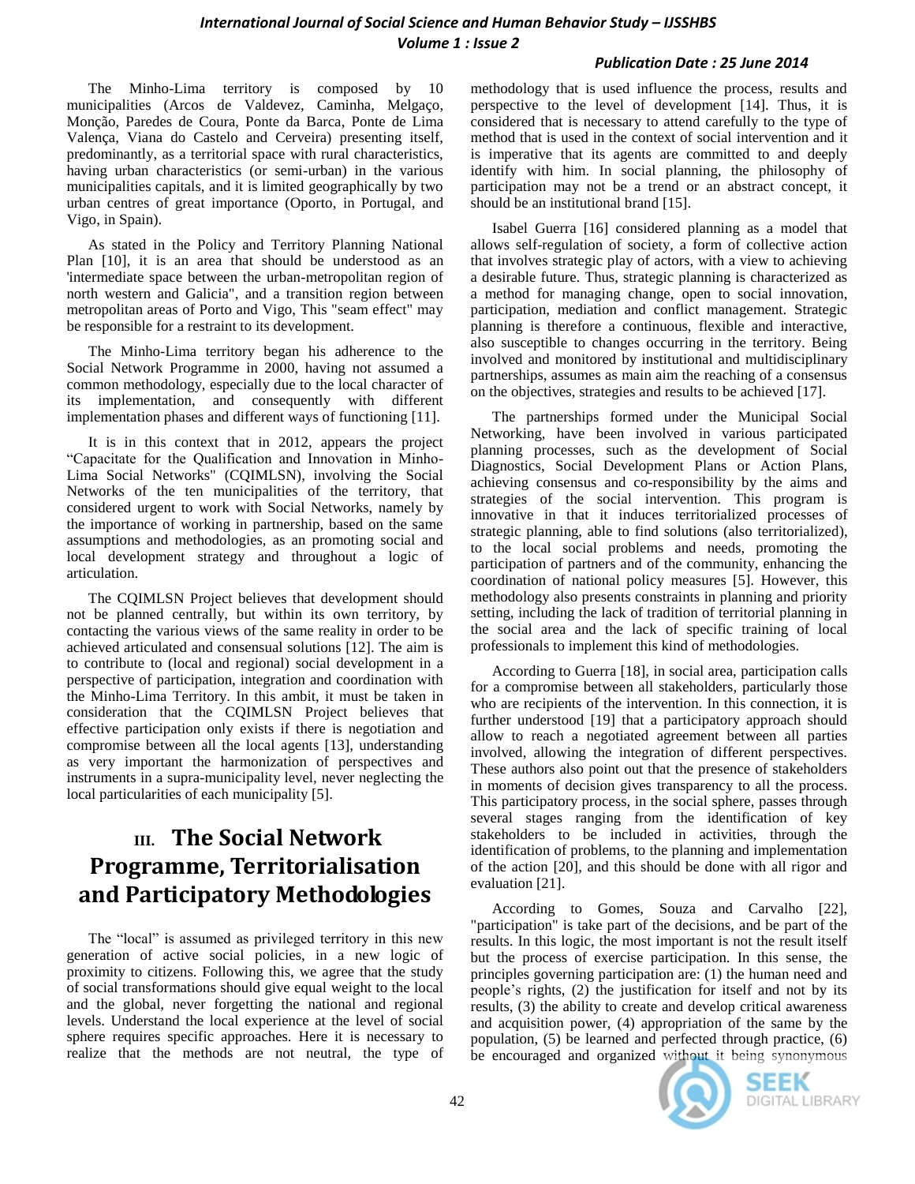The Minho-Lima territory is composed by 10 municipalities (Arcos de Valdevez, Caminha, Melgaço, Monção, Paredes de Coura, Ponte da Barca, Ponte de Lima Valença, Viana do Castelo and Cerveira) presenting itself, predominantly, as a territorial space with rural characteristics, having urban characteristics (or semi-urban) in the various municipalities capitals, and it is limited geographically by two urban centres of great importance (Oporto, in Portugal, and Vigo, in Spain).

As stated in the Policy and Territory Planning National Plan [10], it is an area that should be understood as an 'intermediate space between the urban-metropolitan region of north western and Galicia", and a transition region between metropolitan areas of Porto and Vigo, This "seam effect" may be responsible for a restraint to its development.

The Minho-Lima territory began his adherence to the Social Network Programme in 2000, having not assumed a common methodology, especially due to the local character of its implementation, and consequently with different implementation phases and different ways of functioning [11].

It is in this context that in 2012, appears the project "Capacitate for the Qualification and Innovation in Minho-Lima Social Networks" (CQIMLSN), involving the Social Networks of the ten municipalities of the territory, that considered urgent to work with Social Networks, namely by the importance of working in partnership, based on the same assumptions and methodologies, as an promoting social and local development strategy and throughout a logic of articulation.

The CQIMLSN Project believes that development should not be planned centrally, but within its own territory, by contacting the various views of the same reality in order to be achieved articulated and consensual solutions [12]. The aim is to contribute to (local and regional) social development in a perspective of participation, integration and coordination with the Minho-Lima Territory. In this ambit, it must be taken in consideration that the CQIMLSN Project believes that effective participation only exists if there is negotiation and compromise between all the local agents [13], understanding as very important the harmonization of perspectives and instruments in a supra-municipality level, never neglecting the local particularities of each municipality [5].

## III. The Social Network Programme, Territorialisation and Participatory Methodologies

The "local" is assumed as privileged territory in this new generation of active social policies, in a new logic of proximity to citizens. Following this, we agree that the study of social transformations should give equal weight to the local and the global, never forgetting the national and regional levels. Understand the local experience at the level of social sphere requires specific approaches. Here it is necessary to realize that the methods are not neutral, the type of methodology that is used influence the process, results and perspective to the level of development [14]. Thus, it is considered that is necessary to attend carefully to the type of method that is used in the context of social intervention and it is imperative that its agents are committed to and deeply identify with him. In social planning, the philosophy of participation may not be a trend or an abstract concept, it should be an institutional brand [15].

Isabel Guerra [16] considered planning as a model that allows self-regulation of society, a form of collective action that involves strategic play of actors, with a view to achieving a desirable future. Thus, strategic planning is characterized as a method for managing change, open to social innovation, participation, mediation and conflict management. Strategic planning is therefore a continuous, flexible and interactive, also susceptible to changes occurring in the territory. Being involved and monitored by institutional and multidisciplinary partnerships, assumes as main aim the reaching of a consensus on the objectives, strategies and results to be achieved [17].

The partnerships formed under the Municipal Social Networking, have been involved in various participated planning processes, such as the development of Social Diagnostics, Social Development Plans or Action Plans, achieving consensus and co-responsibility by the aims and strategies of the social intervention. This program is innovative in that it induces territorialized processes of strategic planning, able to find solutions (also territorialized), to the local social problems and needs, promoting the participation of partners and of the community, enhancing the coordination of national policy measures [5]. However, this methodology also presents constraints in planning and priority setting, including the lack of tradition of territorial planning in the social area and the lack of specific training of local professionals to implement this kind of methodologies.

According to Guerra [18], in social area, participation calls for a compromise between all stakeholders, particularly those who are recipients of the intervention. In this connection, it is further understood [19] that a participatory approach should allow to reach a negotiated agreement between all parties involved, allowing the integration of different perspectives. These authors also point out that the presence of stakeholders in moments of decision gives transparency to all the process. This participatory process, in the social sphere, passes through several stages ranging from the identification of key stakeholders to be included in activities, through the identification of problems, to the planning and implementation of the action [20], and this should be done with all rigor and evaluation [21].

According to Gomes, Souza and Carvalho [22], "participation" is take part of the decisions, and be part of the results. In this logic, the most important is not the result itself but the process of exercise participation. In this sense, the principles governing participation are: (1) the human need and people's rights, (2) the justification for itself and not by its results, (3) the ability to create and develop critical awareness and acquisition power, (4) appropriation of the same by the population, (5) be learned and perfected through practice, (6) be encouraged and organized without it being synonymous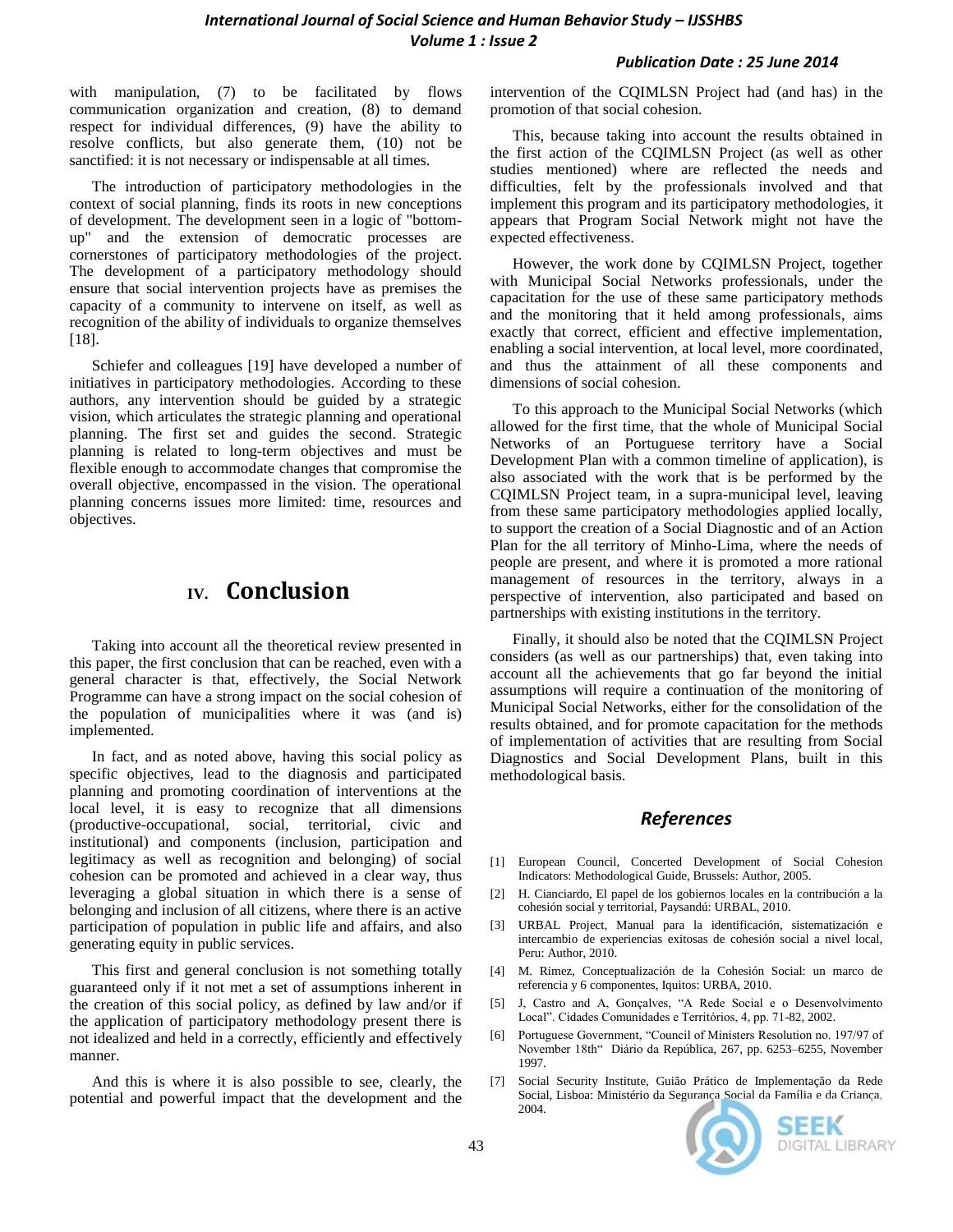with manipulation, (7) to be facilitated by flows communication organization and creation, (8) to demand respect for individual differences, (9) have the ability to resolve conflicts, but also generate them, (10) not be sanctified: it is not necessary or indispensable at all times.

The introduction of participatory methodologies in the context of social planning, finds its roots in new conceptions of development. The development seen in a logic of "bottom-up" and the extension of democratic processes are cornerstones of participatory methodologies of the project. The development of a participatory methodology should ensure that social intervention projects have as premises the capacity of a community to intervene on itself, as well as recognition of the ability of individuals to organize themselves [18].

Schiefer and colleagues [19] have developed a number of initiatives in participatory methodologies. According to these authors, any intervention should be guided by a strategic vision, which articulates the strategic planning and operational planning. The first set and guides the second. Strategic planning is related to long-term objectives and must be flexible enough to accommodate changes that compromise the overall objective, encompassed in the vision. The operational planning concerns issues more limited: time, resources and objectives.

## IV. Conclusion

Taking into account all the theoretical review presented in this paper, the first conclusion that can be reached, even with a general character is that, effectively, the Social Network Programme can have a strong impact on the social cohesion of the population of municipalities where it was (and is) implemented.

In fact, and as noted above, having this social policy as specific objectives, lead to the diagnosis and participated planning and promoting coordination of interventions at the local level, it is easy to recognize that all dimensions (productive-occupational, social, territorial, civic and institutional) and components (inclusion, participation and legitimacy as well as recognition and belonging) of social cohesion can be promoted and achieved in a clear way, thus leveraging a global situation in which there is a sense of belonging and inclusion of all citizens, where there is an active participation of population in public life and affairs, and also generating equity in public services.

This first and general conclusion is not something totally guaranteed only if it not met a set of assumptions inherent in the creation of this social policy, as defined by law and/or if the application of participatory methodology present there is not idealized and held in a correctly, efficiently and effectively manner.

And this is where it is also possible to see, clearly, the potential and powerful impact that the development and the intervention of the CQIMLSN Project had (and has) in the promotion of that social cohesion.

This, because taking into account the results obtained in the first action of the CQIMLSN Project (as well as other studies mentioned) where are reflected the needs and difficulties, felt by the professionals involved and that implement this program and its participatory methodologies, it appears that Program Social Network might not have the expected effectiveness.

However, the work done by CQIMLSN Project, together with Municipal Social Networks professionals, under the capacitation for the use of these same participatory methods and the monitoring that it held among professionals, aims exactly that correct, efficient and effective implementation, enabling a social intervention, at local level, more coordinated, and thus the attainment of all these components and dimensions of social cohesion.

To this approach to the Municipal Social Networks (which allowed for the first time, that the whole of Municipal Social Networks of an Portuguese territory have a Social Development Plan with a common timeline of application), is also associated with the work that is be performed by the CQIMLSN Project team, in a supra-municipal level, leaving from these same participatory methodologies applied locally, to support the creation of a Social Diagnostic and of an Action Plan for the all territory of Minho-Lima, where the needs of people are present, and where it is promoted a more rational management of resources in the territory, always in a perspective of intervention, also participated and based on partnerships with existing institutions in the territory.

Finally, it should also be noted that the CQIMLSN Project considers (as well as our partnerships) that, even taking into account all the achievements that go far beyond the initial assumptions will require a continuation of the monitoring of Municipal Social Networks, either for the consolidation of the results obtained, and for promote capacitation for the methods of implementation of activities that are resulting from Social Diagnostics and Social Development Plans, built in this methodological basis.

## References

[1] European Council, Concerted Development of Social Cohesion Indicators: Methodological Guide, Brussels: Author, 2005.

[2] H. Cianciardo, El papel de los gobiernos locales en la contribución a la cohesión social y territorial, Paysandú: URBAL, 2010.

[3] URBAL Project, Manual para la identificación, sistematización e intercambio de experiencias exitosas de cohesión social a nivel local, Peru: Author, 2010.

[4] M. Rimez, Conceptualización de la Cohesión Social: un marco de referencia y 6 componentes, Iquitos: URBA, 2010.

[5] J, Castro and A, Gonçalves, "A Rede Social e o Desenvolvimento Local". Cidades Comunidades e Territórios, 4, pp. 71-82, 2002.

[6] Portuguese Government, "Council of Ministers Resolution no. 197/97 of November 18th" Diário da República, 267, pp. 6253–6255, November 1997.

[7] Social Security Institute, Guião Prático de Implementação da Rede Social, Lisboa: Ministério da Segurança Social da Família e da Criança, 2004.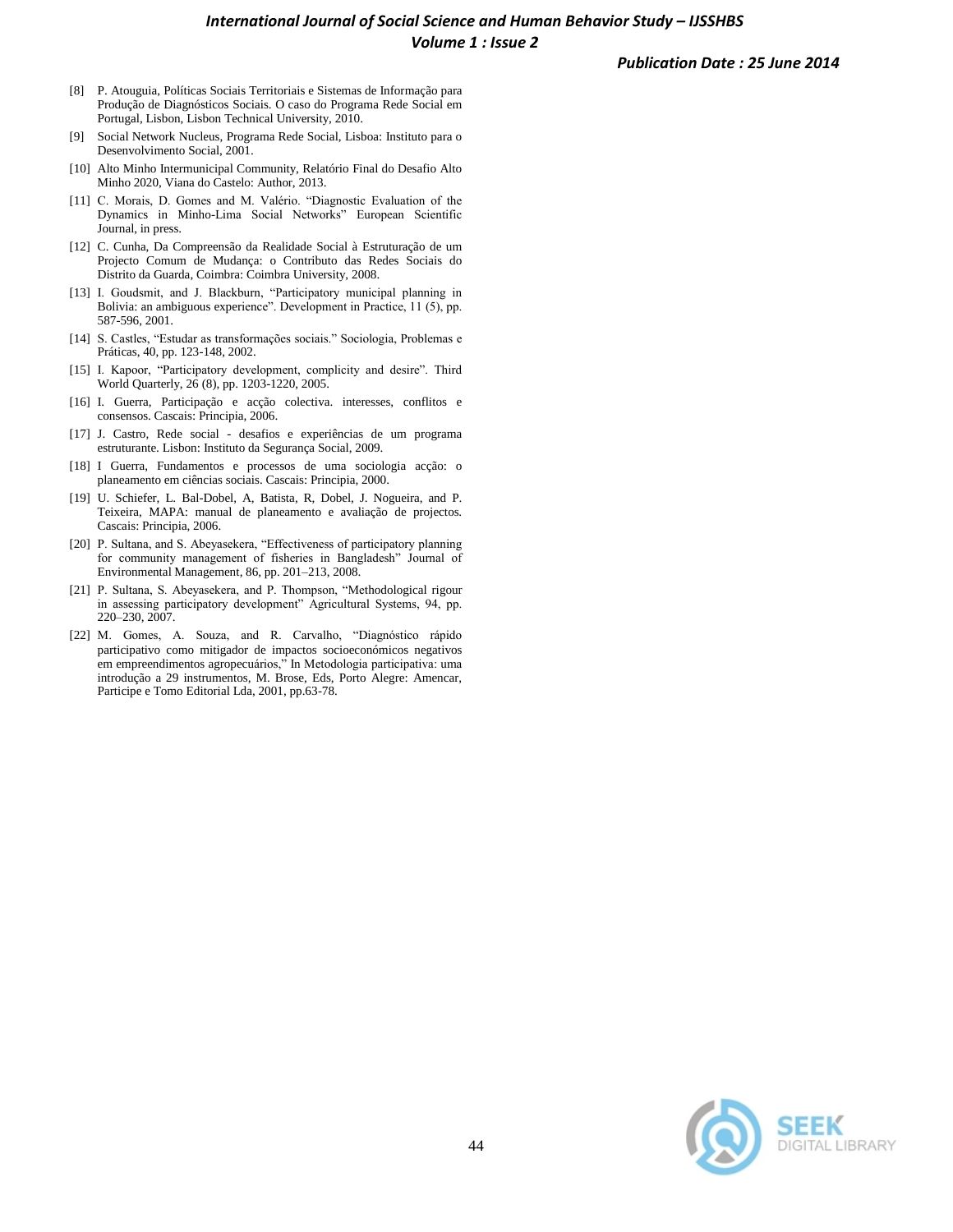[8] P. Atouguia, Políticas Sociais Territoriais e Sistemas de Informação para Produção de Diagnósticos Sociais. O caso do Programa Rede Social em Portugal, Lisbon, Lisbon Technical University, 2010.

[9] Social Network Nucleus, Programa Rede Social, Lisboa: Instituto para o Desenvolvimento Social, 2001.

[10] Alto Minho Intermunicipal Community, Relatório Final do Desafio Alto Minho 2020, Viana do Castelo: Author, 2013.

[11] C. Morais, D. Gomes and M. Valério. "Diagnostic Evaluation of the Dynamics in Minho-Lima Social Networks" European Scientific Journal, in press.

[12] C. Cunha, Da Compreensão da Realidade Social à Estruturação de um Projecto Comum de Mudança: o Contributo das Redes Sociais do Distrito da Guarda, Coimbra: Coimbra University, 2008.

[13] I. Goudsmit, and J. Blackburn, "Participatory municipal planning in Bolivia: an ambiguous experience". Development in Practice, 11 (5), pp. 587-596, 2001.

[14] S. Castles, "Estudar as transformações sociais." Sociologia, Problemas e Práticas, 40, pp. 123-148, 2002.

[15] I. Kapoor, "Participatory development, complicity and desire". Third World Quarterly, 26 (8), pp. 1203-1220, 2005.

[16] I. Guerra, Participação e acção colectiva. interesses, conflitos e consensos. Cascais: Principia, 2006.

[17] J. Castro, Rede social - desafios e experiências de um programa estruturante. Lisbon: Instituto da Segurança Social, 2009.

[18] I Guerra, Fundamentos e processos de uma sociologia acção: o planeamento em ciências sociais. Cascais: Principia, 2000.

[19] U. Schiefer, L. Bal-Dobel, A, Batista, R, Dobel, J. Nogueira, and P. Teixeira, MAPA: manual de planeamento e avaliação de projectos. Cascais: Principia, 2006.

[20] P. Sultana, and S. Abeyasekera, "Effectiveness of participatory planning for community management of fisheries in Bangladesh" Journal of Environmental Management, 86, pp. 201–213, 2008.

[21] P. Sultana, S. Abeyasekera, and P. Thompson, "Methodological rigour in assessing participatory development" Agricultural Systems, 94, pp. 220–230, 2007.

[22] M. Gomes, A. Souza, and R. Carvalho, "Diagnóstico rápido participativo como mitigador de impactos socioeconómicos negativos em empreendimentos agropecuários," In Metodologia participativa: uma introdução a 29 instrumentos, M. Brose, Eds, Porto Alegre: Amencar, Participe e Tomo Editorial Lda, 2001, pp.63-78.